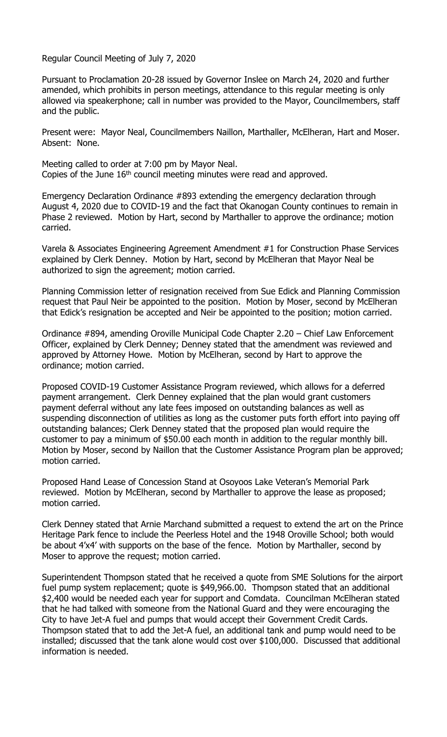Regular Council Meeting of July 7, 2020

Pursuant to Proclamation 20-28 issued by Governor Inslee on March 24, 2020 and further amended, which prohibits in person meetings, attendance to this regular meeting is only allowed via speakerphone; call in number was provided to the Mayor, Councilmembers, staff and the public.

Present were: Mayor Neal, Councilmembers Naillon, Marthaller, McElheran, Hart and Moser. Absent: None.

Meeting called to order at 7:00 pm by Mayor Neal.
Copies of the June 16th council meeting minutes were read and approved.

Emergency Declaration Ordinance #893 extending the emergency declaration through August 4, 2020 due to COVID-19 and the fact that Okanogan County continues to remain in Phase 2 reviewed. Motion by Hart, second by Marthaller to approve the ordinance; motion carried.

Varela & Associates Engineering Agreement Amendment #1 for Construction Phase Services explained by Clerk Denney. Motion by Hart, second by McElheran that Mayor Neal be authorized to sign the agreement; motion carried.

Planning Commission letter of resignation received from Sue Edick and Planning Commission request that Paul Neir be appointed to the position. Motion by Moser, second by McElheran that Edick's resignation be accepted and Neir be appointed to the position; motion carried.

Ordinance #894, amending Oroville Municipal Code Chapter 2.20 – Chief Law Enforcement Officer, explained by Clerk Denney; Denney stated that the amendment was reviewed and approved by Attorney Howe. Motion by McElheran, second by Hart to approve the ordinance; motion carried.

Proposed COVID-19 Customer Assistance Program reviewed, which allows for a deferred payment arrangement. Clerk Denney explained that the plan would grant customers payment deferral without any late fees imposed on outstanding balances as well as suspending disconnection of utilities as long as the customer puts forth effort into paying off outstanding balances; Clerk Denney stated that the proposed plan would require the customer to pay a minimum of $50.00 each month in addition to the regular monthly bill. Motion by Moser, second by Naillon that the Customer Assistance Program plan be approved; motion carried.

Proposed Hand Lease of Concession Stand at Osoyoos Lake Veteran's Memorial Park reviewed. Motion by McElheran, second by Marthaller to approve the lease as proposed; motion carried.

Clerk Denney stated that Arnie Marchand submitted a request to extend the art on the Prince Heritage Park fence to include the Peerless Hotel and the 1948 Oroville School; both would be about 4'x4' with supports on the base of the fence. Motion by Marthaller, second by Moser to approve the request; motion carried.

Superintendent Thompson stated that he received a quote from SME Solutions for the airport fuel pump system replacement; quote is $49,966.00. Thompson stated that an additional $2,400 would be needed each year for support and Comdata. Councilman McElheran stated that he had talked with someone from the National Guard and they were encouraging the City to have Jet-A fuel and pumps that would accept their Government Credit Cards. Thompson stated that to add the Jet-A fuel, an additional tank and pump would need to be installed; discussed that the tank alone would cost over $100,000. Discussed that additional information is needed.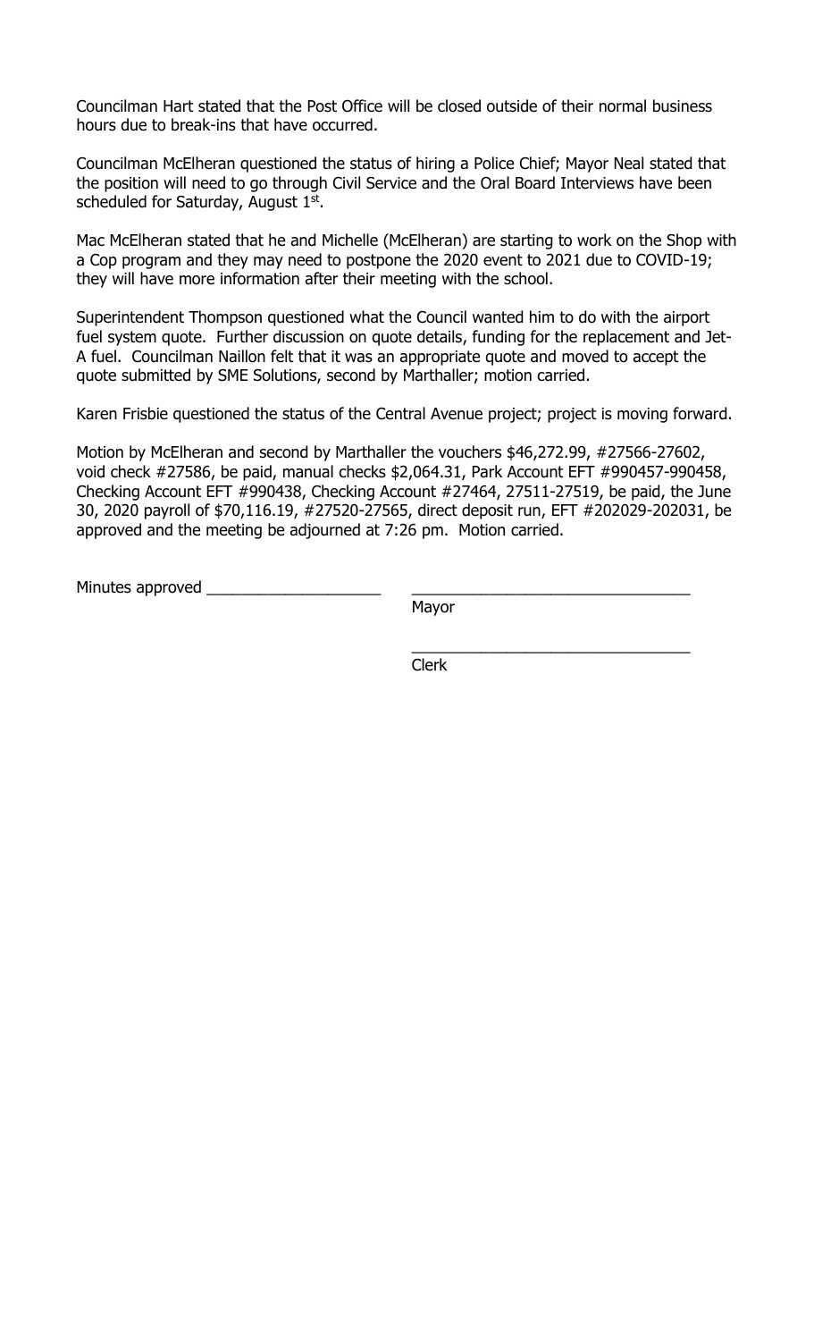Councilman Hart stated that the Post Office will be closed outside of their normal business hours due to break-ins that have occurred.

Councilman McElheran questioned the status of hiring a Police Chief; Mayor Neal stated that the position will need to go through Civil Service and the Oral Board Interviews have been scheduled for Saturday, August 1st.

Mac McElheran stated that he and Michelle (McElheran) are starting to work on the Shop with a Cop program and they may need to postpone the 2020 event to 2021 due to COVID-19; they will have more information after their meeting with the school.

Superintendent Thompson questioned what the Council wanted him to do with the airport fuel system quote. Further discussion on quote details, funding for the replacement and Jet-A fuel. Councilman Naillon felt that it was an appropriate quote and moved to accept the quote submitted by SME Solutions, second by Marthaller; motion carried.

Karen Frisbie questioned the status of the Central Avenue project; project is moving forward.

Motion by McElheran and second by Marthaller the vouchers $46,272.99, #27566-27602, void check #27586, be paid, manual checks $2,064.31, Park Account EFT #990457-990458, Checking Account EFT #990438, Checking Account #27464, 27511-27519, be paid, the June 30, 2020 payroll of $70,116.19, #27520-27565, direct deposit run, EFT #202029-202031, be approved and the meeting be adjourned at 7:26 pm. Motion carried.

Minutes approved ____________________ ________________________________

Mayor

________________________________

Clerk